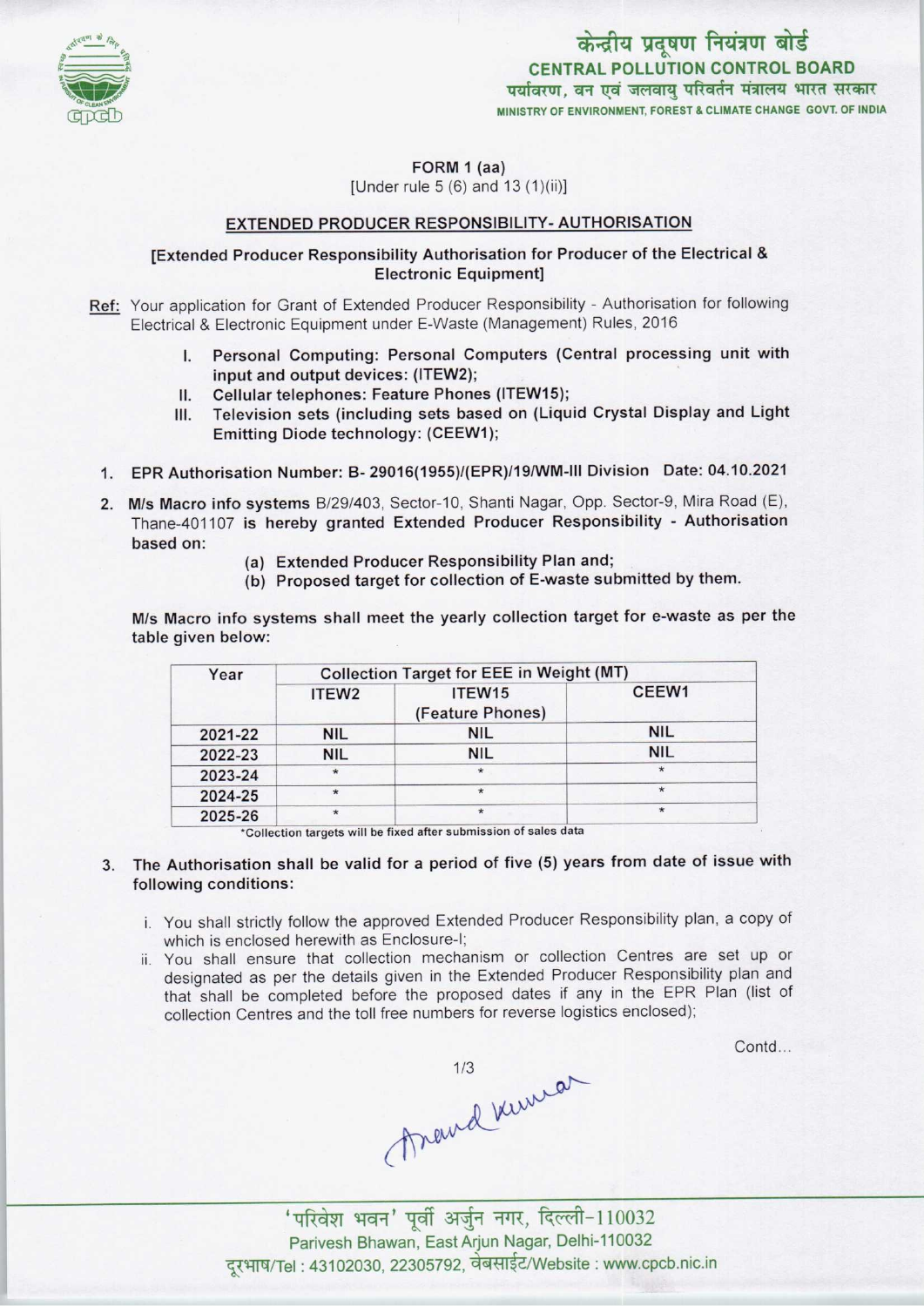केन्द्रीय प्रदूषण नियंत्रण बोर्ड
**CENTRAL POLLUTION CONTROL BOARD**
पर्यावरण, वन एवं जलवायु परिवर्तन मंत्रालय भारत सरकार
MINISTRY OF ENVIRONMENT, FOREST & CLIMATE CHANGE GOVT. OF INDIA

**FORM 1 (aa)**
[Under rule 5 (6) and 13 (1)(ii)]

## EXTENDED PRODUCER RESPONSIBILITY- AUTHORISATION

**[Extended Producer Responsibility Authorisation for Producer of the Electrical & Electronic Equipment]**

**Ref:** Your application for Grant of Extended Producer Responsibility - Authorisation for following Electrical & Electronic Equipment under E-Waste (Management) Rules, 2016

I. **Personal Computing: Personal Computers (Central processing unit with input and output devices: (ITEW2);**
II. **Cellular telephones: Feature Phones (ITEW15);**
III. **Television sets (including sets based on (Liquid Crystal Display and Light Emitting Diode technology: (CEEW1);**

1. **EPR Authorisation Number: B- 29016(1955)/(EPR)/19/WM-III Division Date: 04.10.2021**
2. **M/s Macro info systems** B/29/403, Sector-10, Shanti Nagar, Opp. Sector-9, Mira Road (E), Thane-401107 **is hereby granted Extended Producer Responsibility - Authorisation based on:**
   (a) **Extended Producer Responsibility Plan and;**
   (b) **Proposed target for collection of E-waste submitted by them.**

M/s Macro info systems shall meet the yearly collection target for e-waste as per the table given below:

| Year | Collection Target for EEE in Weight (MT) | | |
|---|---|---|---|
| | ITEW2 | ITEW15 (Feature Phones) | CEEW1 |
| 2021-22 | NIL | NIL | NIL |
| 2022-23 | NIL | NIL | NIL |
| 2023-24 | * | * | * |
| 2024-25 | * | * | * |
| 2025-26 | * | * | * |

*Collection targets will be fixed after submission of sales data

3. **The Authorisation shall be valid for a period of five (5) years from date of issue with following conditions:**
   i. You shall strictly follow the approved Extended Producer Responsibility plan, a copy of which is enclosed herewith as Enclosure-I;
   ii. You shall ensure that collection mechanism or collection Centres are set up or designated as per the details given in the Extended Producer Responsibility plan and that shall be completed before the proposed dates if any in the EPR Plan (list of collection Centres and the toll free numbers for reverse logistics enclosed);

Contd...

'परिवेश भवन' पूर्वी अर्जुन नगर, दिल्ली-110032
Parivesh Bhawan, East Arjun Nagar, Delhi-110032
दूरभाष/Tel : 43102030, 22305792, वेबसाईट/Website : www.cpcb.nic.in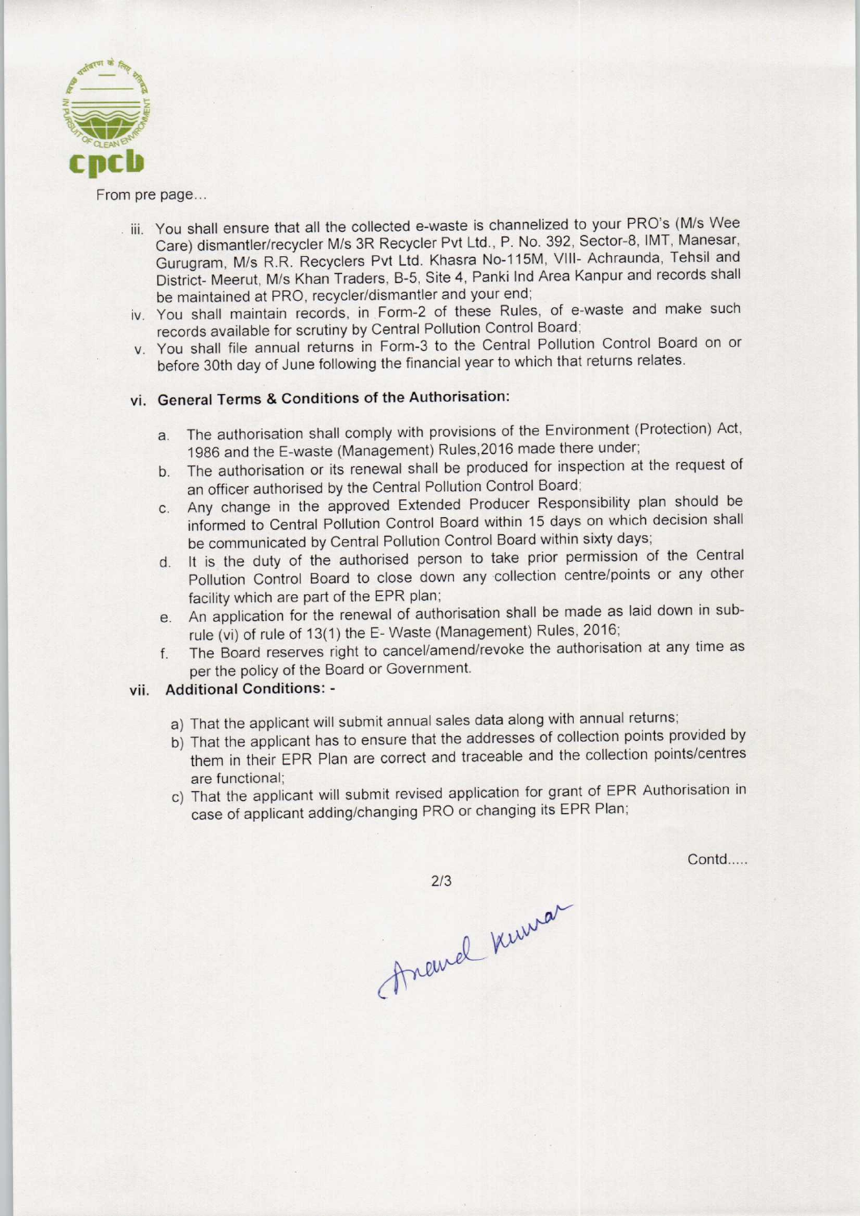From pre page...

iii. You shall ensure that all the collected e-waste is channelized to your PRO's (M/s Wee Care) dismantler/recycler M/s 3R Recycler Pvt Ltd., P. No. 392, Sector-8, IMT, Manesar, Gurugram, M/s R.R. Recyclers Pvt Ltd. Khasra No-115M, VIII- Achraunda, Tehsil and District- Meerut, M/s Khan Traders, B-5, Site 4, Panki Ind Area Kanpur and records shall be maintained at PRO, recycler/dismantler and your end;

iv. You shall maintain records, in Form-2 of these Rules, of e-waste and make such records available for scrutiny by Central Pollution Control Board;

v. You shall file annual returns in Form-3 to the Central Pollution Control Board on or before 30th day of June following the financial year to which that returns relates.

vi. **General Terms & Conditions of the Authorisation:**

a. The authorisation shall comply with provisions of the Environment (Protection) Act, 1986 and the E-waste (Management) Rules,2016 made there under;

b. The authorisation or its renewal shall be produced for inspection at the request of an officer authorised by the Central Pollution Control Board;

c. Any change in the approved Extended Producer Responsibility plan should be informed to Central Pollution Control Board within 15 days on which decision shall be communicated by Central Pollution Control Board within sixty days;

d. It is the duty of the authorised person to take prior permission of the Central Pollution Control Board to close down any collection centre/points or any other facility which are part of the EPR plan;

e. An application for the renewal of authorisation shall be made as laid down in sub-rule (vi) of rule of 13(1) the E- Waste (Management) Rules, 2016;

f. The Board reserves right to cancel/amend/revoke the authorisation at any time as per the policy of the Board or Government.

vii. **Additional Conditions: -**

a) That the applicant will submit annual sales data along with annual returns;

b) That the applicant has to ensure that the addresses of collection points provided by them in their EPR Plan are correct and traceable and the collection points/centres are functional;

c) That the applicant will submit revised application for grant of EPR Authorisation in case of applicant adding/changing PRO or changing its EPR Plan;

Contd.....

Anand Kumar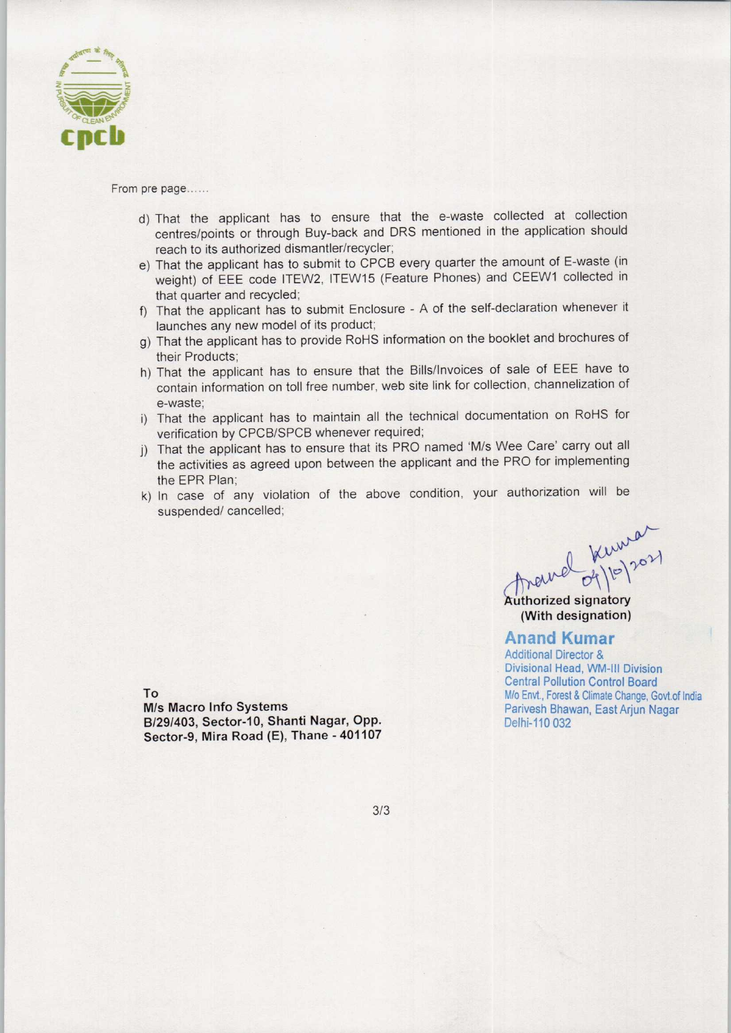From pre page......

d) That the applicant has to ensure that the e-waste collected at collection centres/points or through Buy-back and DRS mentioned in the application should reach to its authorized dismantler/recycler;
e) That the applicant has to submit to CPCB every quarter the amount of E-waste (in weight) of EEE code ITEW2, ITEW15 (Feature Phones) and CEEW1 collected in that quarter and recycled;
f) That the applicant has to submit Enclosure - A of the self-declaration whenever it launches any new model of its product;
g) That the applicant has to provide RoHS information on the booklet and brochures of their Products;
h) That the applicant has to ensure that the Bills/Invoices of sale of EEE have to contain information on toll free number, web site link for collection, channelization of e-waste;
i) That the applicant has to maintain all the technical documentation on RoHS for verification by CPCB/SPCB whenever required;
j) That the applicant has to ensure that its PRO named 'M/s Wee Care' carry out all the activities as agreed upon between the applicant and the PRO for implementing the EPR Plan;
k) In case of any violation of the above condition, your authorization will be suspended/ cancelled;

Anand Kumar 04/10/2021

**Authorized signatory**
**(With designation)**

**Anand Kumar**
Additional Director &
Divisional Head, WM-III Division
Central Pollution Control Board
M/o Envt., Forest & Climate Change, Govt.of India
Parivesh Bhawan, East Arjun Nagar
Delhi-110 032

**To**
**M/s Macro Info Systems**
**B/29/403, Sector-10, Shanti Nagar, Opp.**
**Sector-9, Mira Road (E), Thane - 401107**